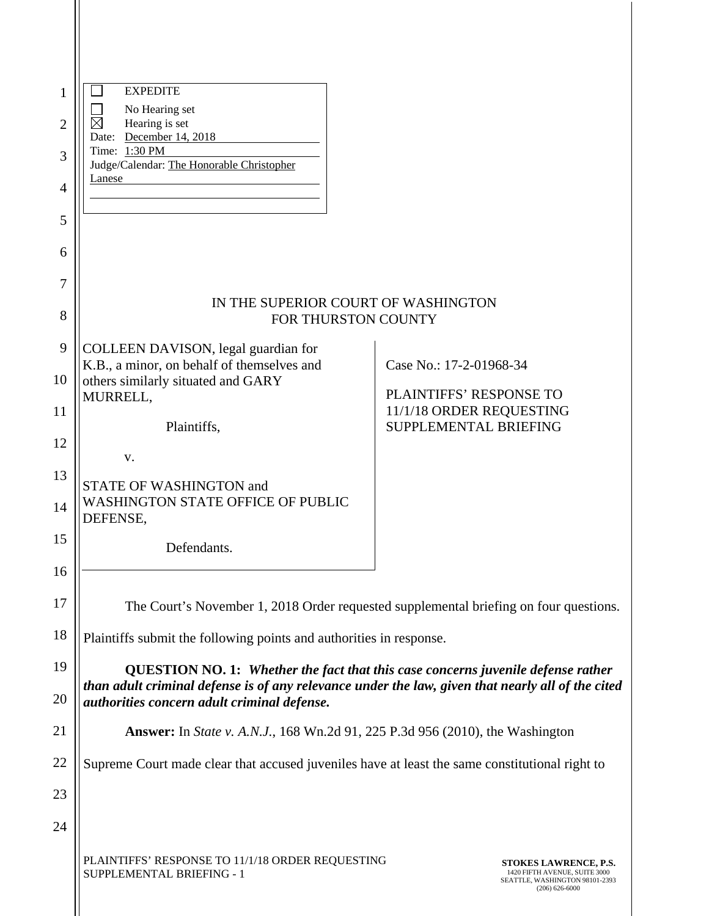☐ EXPEDITE
☐ No Hearing set
☒ Hearing is set
Date: December 14, 2018
Time: 1:30 PM
Judge/Calendar: The Honorable Christopher Lanese

IN THE SUPERIOR COURT OF WASHINGTON
FOR THURSTON COUNTY

| | |
|---|---|
| COLLEEN DAVISON, legal guardian for K.B., a minor, on behalf of themselves and others similarly situated and GARY MURRELL,<br><br>Plaintiffs,<br><br>v.<br><br>STATE OF WASHINGTON and WASHINGTON STATE OFFICE OF PUBLIC DEFENSE,<br><br>Defendants. | Case No.: 17-2-01968-34<br><br>PLAINTIFFS' RESPONSE TO 11/1/18 ORDER REQUESTING SUPPLEMENTAL BRIEFING |

The Court's November 1, 2018 Order requested supplemental briefing on four questions. Plaintiffs submit the following points and authorities in response.

**QUESTION NO. 1:** ***Whether the fact that this case concerns juvenile defense rather than adult criminal defense is of any relevance under the law, given that nearly all of the cited authorities concern adult criminal defense.***

**Answer:** In *State v. A.N.J.*, 168 Wn.2d 91, 225 P.3d 956 (2010), the Washington Supreme Court made clear that accused juveniles have at least the same constitutional right to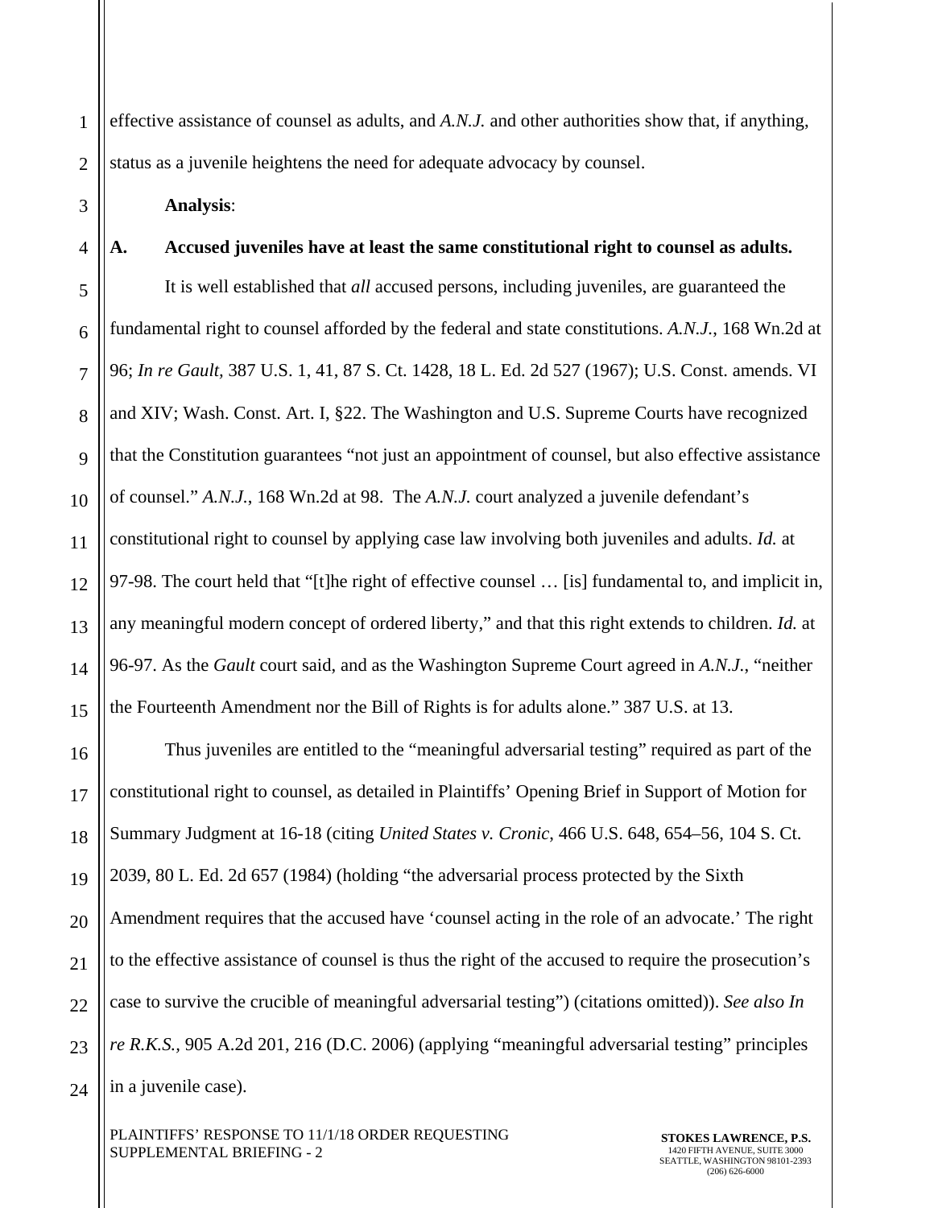effective assistance of counsel as adults, and *A.N.J.* and other authorities show that, if anything, status as a juvenile heightens the need for adequate advocacy by counsel.

**Analysis**:

**A. Accused juveniles have at least the same constitutional right to counsel as adults.**

It is well established that *all* accused persons, including juveniles, are guaranteed the fundamental right to counsel afforded by the federal and state constitutions. *A.N.J.*, 168 Wn.2d at 96; *In re Gault,* 387 U.S. 1, 41, 87 S. Ct. 1428, 18 L. Ed. 2d 527 (1967); U.S. Const. amends. VI and XIV; Wash. Const. Art. I, §22. The Washington and U.S. Supreme Courts have recognized that the Constitution guarantees "not just an appointment of counsel, but also effective assistance of counsel." *A.N.J.*, 168 Wn.2d at 98. The *A.N.J.* court analyzed a juvenile defendant's constitutional right to counsel by applying case law involving both juveniles and adults. *Id.* at 97-98. The court held that "[t]he right of effective counsel … [is] fundamental to, and implicit in, any meaningful modern concept of ordered liberty," and that this right extends to children. *Id.* at 96-97. As the *Gault* court said, and as the Washington Supreme Court agreed in *A.N.J.*, "neither the Fourteenth Amendment nor the Bill of Rights is for adults alone." 387 U.S. at 13.

Thus juveniles are entitled to the "meaningful adversarial testing" required as part of the constitutional right to counsel, as detailed in Plaintiffs' Opening Brief in Support of Motion for Summary Judgment at 16-18 (citing *United States v. Cronic*, 466 U.S. 648, 654–56, 104 S. Ct. 2039, 80 L. Ed. 2d 657 (1984) (holding "the adversarial process protected by the Sixth Amendment requires that the accused have 'counsel acting in the role of an advocate.' The right to the effective assistance of counsel is thus the right of the accused to require the prosecution's case to survive the crucible of meaningful adversarial testing") (citations omitted)). *See also In re R.K.S.*, 905 A.2d 201, 216 (D.C. 2006) (applying "meaningful adversarial testing" principles in a juvenile case).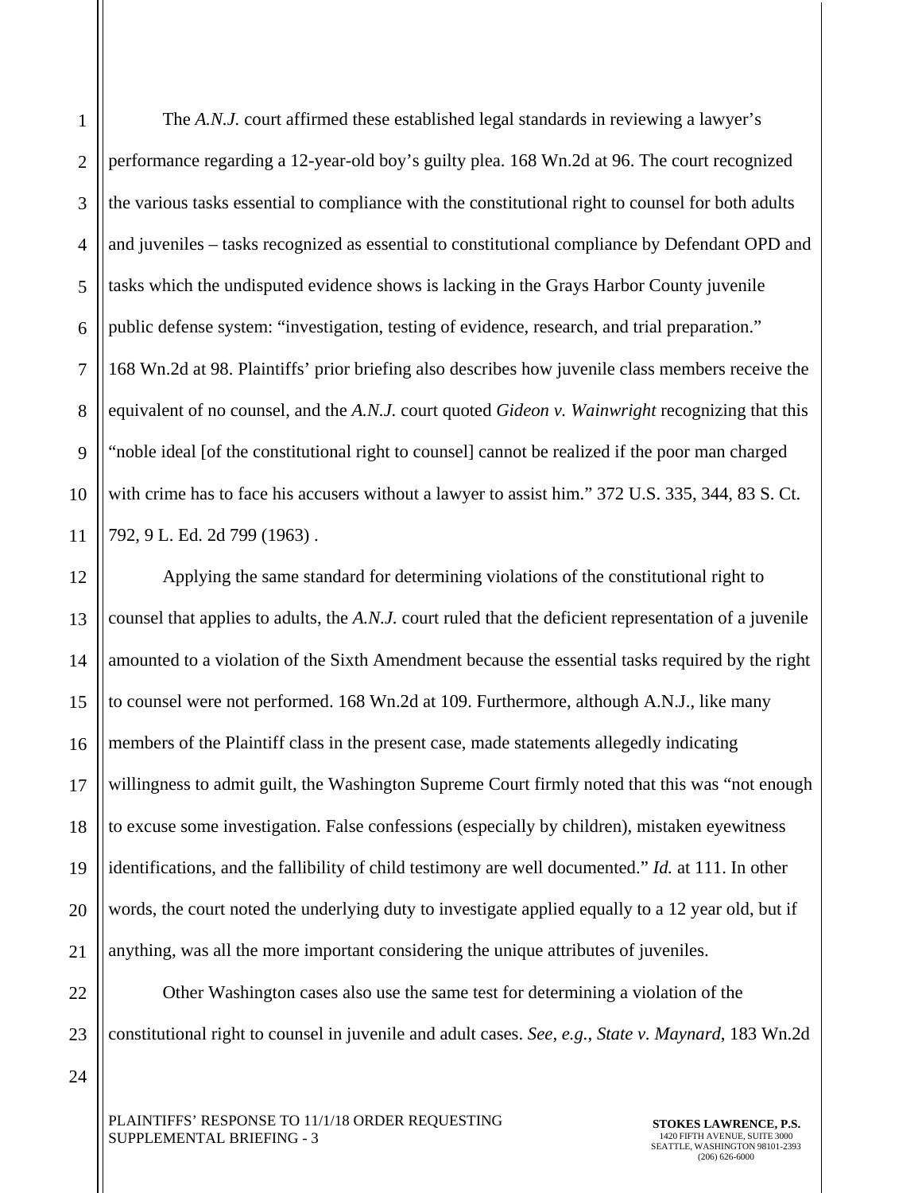The *A.N.J.* court affirmed these established legal standards in reviewing a lawyer's performance regarding a 12-year-old boy's guilty plea. 168 Wn.2d at 96. The court recognized the various tasks essential to compliance with the constitutional right to counsel for both adults and juveniles – tasks recognized as essential to constitutional compliance by Defendant OPD and tasks which the undisputed evidence shows is lacking in the Grays Harbor County juvenile public defense system: "investigation, testing of evidence, research, and trial preparation." 168 Wn.2d at 98. Plaintiffs' prior briefing also describes how juvenile class members receive the equivalent of no counsel, and the *A.N.J.* court quoted *Gideon v. Wainwright* recognizing that this "noble ideal [of the constitutional right to counsel] cannot be realized if the poor man charged with crime has to face his accusers without a lawyer to assist him." 372 U.S. 335, 344, 83 S. Ct. 792, 9 L. Ed. 2d 799 (1963) .

Applying the same standard for determining violations of the constitutional right to counsel that applies to adults, the *A.N.J.* court ruled that the deficient representation of a juvenile amounted to a violation of the Sixth Amendment because the essential tasks required by the right to counsel were not performed. 168 Wn.2d at 109. Furthermore, although A.N.J., like many members of the Plaintiff class in the present case, made statements allegedly indicating willingness to admit guilt, the Washington Supreme Court firmly noted that this was "not enough to excuse some investigation. False confessions (especially by children), mistaken eyewitness identifications, and the fallibility of child testimony are well documented." *Id.* at 111. In other words, the court noted the underlying duty to investigate applied equally to a 12 year old, but if anything, was all the more important considering the unique attributes of juveniles.

Other Washington cases also use the same test for determining a violation of the constitutional right to counsel in juvenile and adult cases. *See, e.g., State v. Maynard*, 183 Wn.2d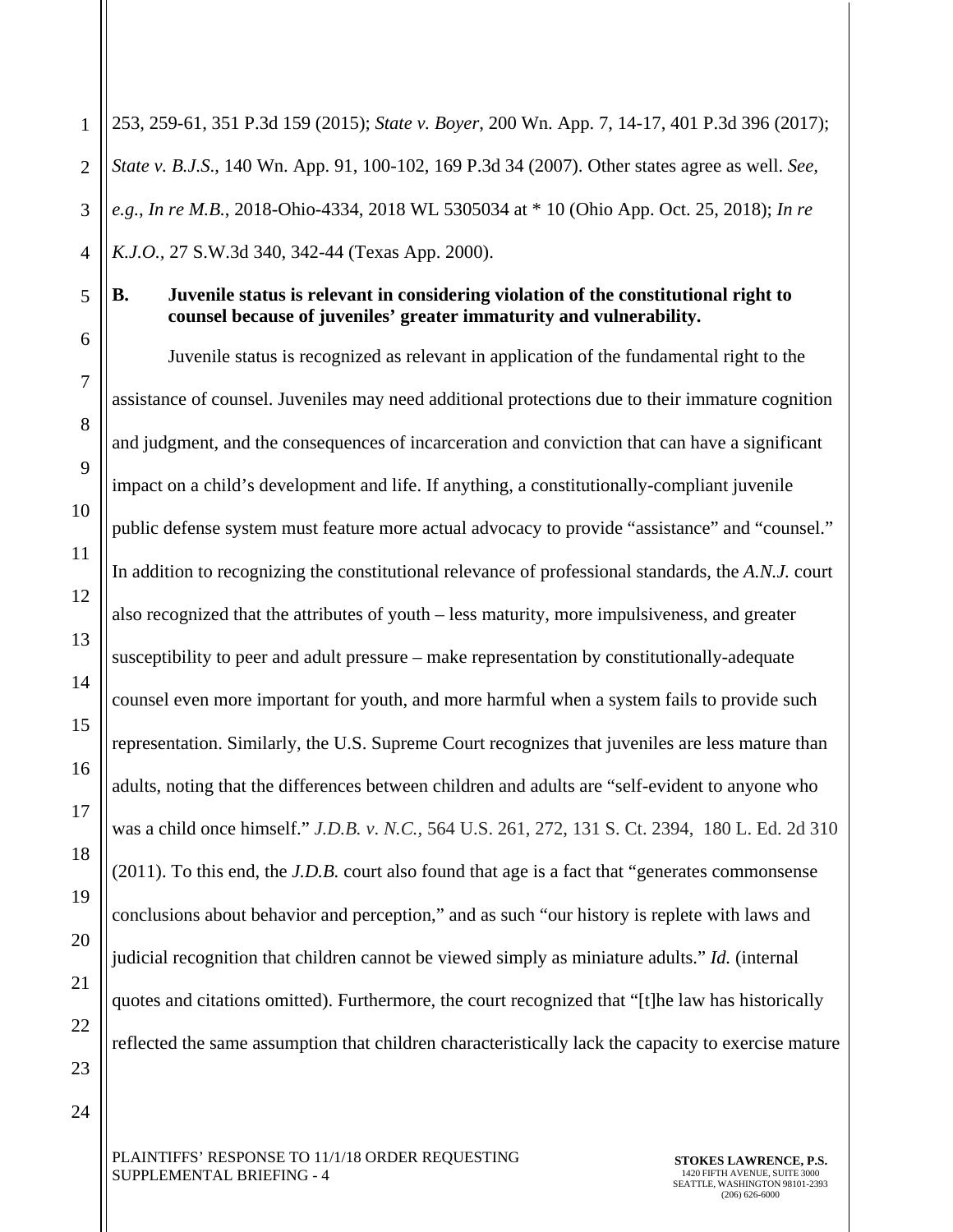253, 259-61, 351 P.3d 159 (2015); *State v. Boyer*, 200 Wn. App. 7, 14-17, 401 P.3d 396 (2017); *State v. B.J.S.*, 140 Wn. App. 91, 100-102, 169 P.3d 34 (2007). Other states agree as well. *See, e.g.*, *In re M.B.*, 2018-Ohio-4334, 2018 WL 5305034 at * 10 (Ohio App. Oct. 25, 2018); *In re K.J.O.*, 27 S.W.3d 340, 342-44 (Texas App. 2000).

**B. Juvenile status is relevant in considering violation of the constitutional right to counsel because of juveniles' greater immaturity and vulnerability.**

Juvenile status is recognized as relevant in application of the fundamental right to the assistance of counsel. Juveniles may need additional protections due to their immature cognition and judgment, and the consequences of incarceration and conviction that can have a significant impact on a child's development and life. If anything, a constitutionally-compliant juvenile public defense system must feature more actual advocacy to provide "assistance" and "counsel." In addition to recognizing the constitutional relevance of professional standards, the *A.N.J.* court also recognized that the attributes of youth – less maturity, more impulsiveness, and greater susceptibility to peer and adult pressure – make representation by constitutionally-adequate counsel even more important for youth, and more harmful when a system fails to provide such representation. Similarly, the U.S. Supreme Court recognizes that juveniles are less mature than adults, noting that the differences between children and adults are "self-evident to anyone who was a child once himself." *J.D.B. v. N.C.*, 564 U.S. 261, 272, 131 S. Ct. 2394, 180 L. Ed. 2d 310 (2011). To this end, the *J.D.B.* court also found that age is a fact that "generates commonsense conclusions about behavior and perception," and as such "our history is replete with laws and judicial recognition that children cannot be viewed simply as miniature adults." *Id.* (internal quotes and citations omitted). Furthermore, the court recognized that "[t]he law has historically reflected the same assumption that children characteristically lack the capacity to exercise mature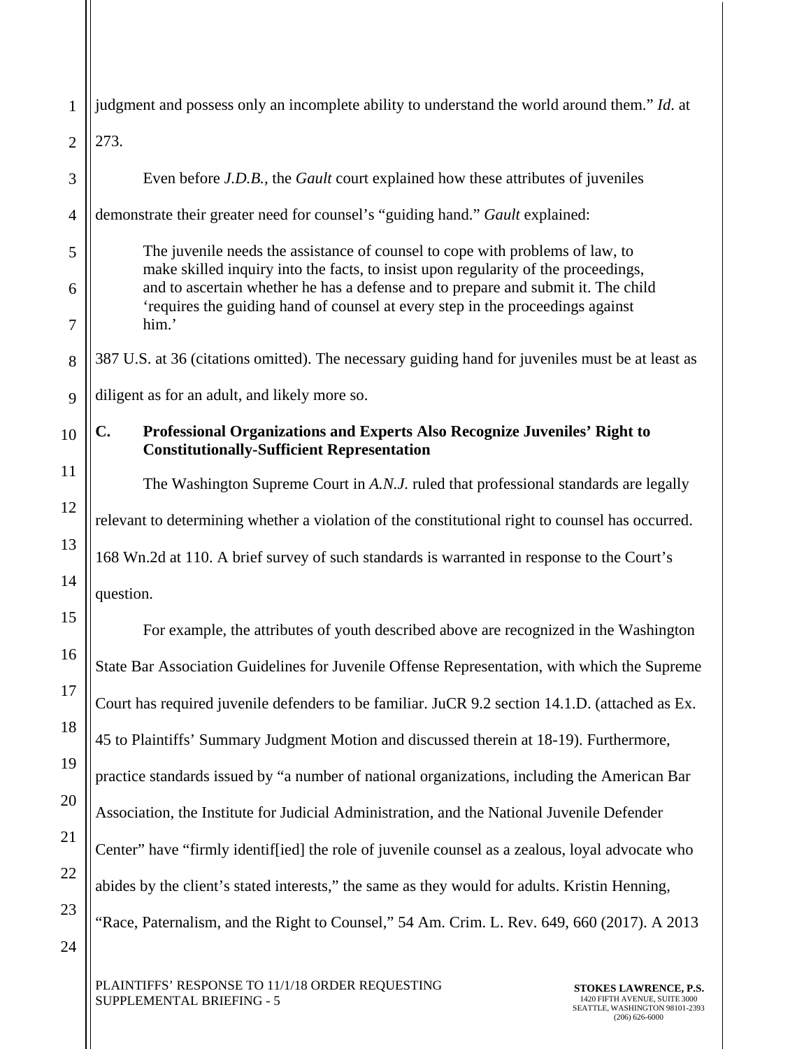judgment and possess only an incomplete ability to understand the world around them." *Id.* at 273.

Even before *J.D.B.*, the *Gault* court explained how these attributes of juveniles demonstrate their greater need for counsel's "guiding hand." *Gault* explained:

> The juvenile needs the assistance of counsel to cope with problems of law, to make skilled inquiry into the facts, to insist upon regularity of the proceedings, and to ascertain whether he has a defense and to prepare and submit it. The child 'requires the guiding hand of counsel at every step in the proceedings against him.'

387 U.S. at 36 (citations omitted). The necessary guiding hand for juveniles must be at least as diligent as for an adult, and likely more so.

### C. Professional Organizations and Experts Also Recognize Juveniles' Right to Constitutionally-Sufficient Representation

The Washington Supreme Court in *A.N.J.* ruled that professional standards are legally relevant to determining whether a violation of the constitutional right to counsel has occurred. 168 Wn.2d at 110. A brief survey of such standards is warranted in response to the Court's question.

For example, the attributes of youth described above are recognized in the Washington State Bar Association Guidelines for Juvenile Offense Representation, with which the Supreme Court has required juvenile defenders to be familiar. JuCR 9.2 section 14.1.D. (attached as Ex. 45 to Plaintiffs' Summary Judgment Motion and discussed therein at 18-19). Furthermore, practice standards issued by "a number of national organizations, including the American Bar Association, the Institute for Judicial Administration, and the National Juvenile Defender Center" have "firmly identif[ied] the role of juvenile counsel as a zealous, loyal advocate who abides by the client's stated interests," the same as they would for adults. Kristin Henning, "Race, Paternalism, and the Right to Counsel," 54 Am. Crim. L. Rev. 649, 660 (2017). A 2013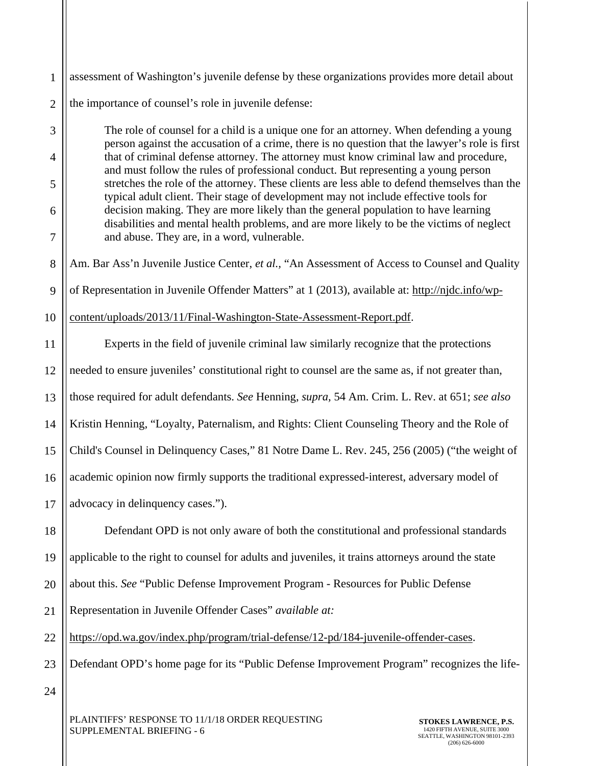assessment of Washington's juvenile defense by these organizations provides more detail about the importance of counsel's role in juvenile defense:

> The role of counsel for a child is a unique one for an attorney. When defending a young person against the accusation of a crime, there is no question that the lawyer's role is first that of criminal defense attorney. The attorney must know criminal law and procedure, and must follow the rules of professional conduct. But representing a young person stretches the role of the attorney. These clients are less able to defend themselves than the typical adult client. Their stage of development may not include effective tools for decision making. They are more likely than the general population to have learning disabilities and mental health problems, and are more likely to be the victims of neglect and abuse. They are, in a word, vulnerable.

Am. Bar Ass'n Juvenile Justice Center, *et al.*, "An Assessment of Access to Counsel and Quality of Representation in Juvenile Offender Matters" at 1 (2013), available at: http://njdc.info/wp-content/uploads/2013/11/Final-Washington-State-Assessment-Report.pdf.

Experts in the field of juvenile criminal law similarly recognize that the protections needed to ensure juveniles' constitutional right to counsel are the same as, if not greater than, those required for adult defendants. *See* Henning, *supra*, 54 Am. Crim. L. Rev. at 651; *see also* Kristin Henning, "Loyalty, Paternalism, and Rights: Client Counseling Theory and the Role of Child's Counsel in Delinquency Cases," 81 Notre Dame L. Rev. 245, 256 (2005) ("the weight of academic opinion now firmly supports the traditional expressed-interest, adversary model of advocacy in delinquency cases.").

Defendant OPD is not only aware of both the constitutional and professional standards applicable to the right to counsel for adults and juveniles, it trains attorneys around the state about this. *See* "Public Defense Improvement Program - Resources for Public Defense Representation in Juvenile Offender Cases" *available at:* https://opd.wa.gov/index.php/program/trial-defense/12-pd/184-juvenile-offender-cases. Defendant OPD's home page for its "Public Defense Improvement Program" recognizes the life-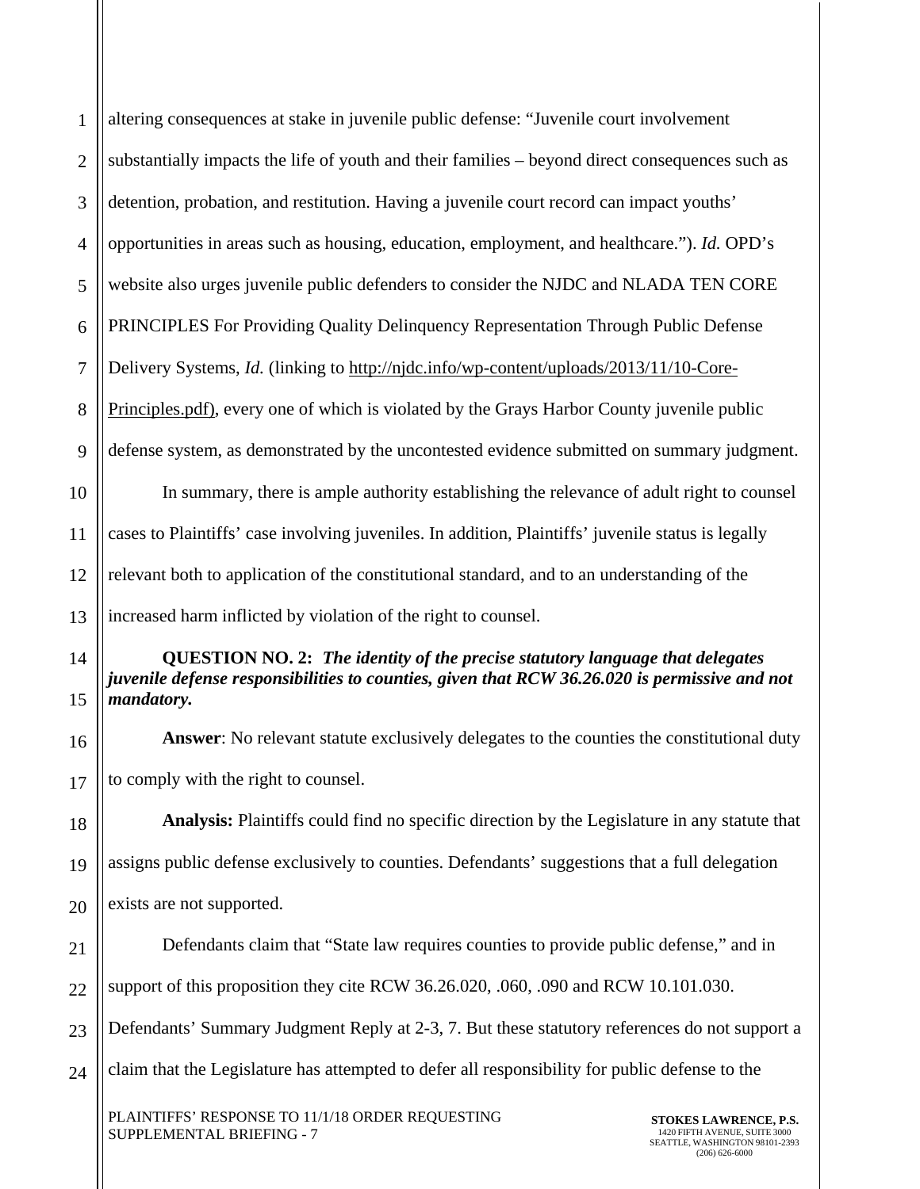altering consequences at stake in juvenile public defense: "Juvenile court involvement substantially impacts the life of youth and their families – beyond direct consequences such as detention, probation, and restitution. Having a juvenile court record can impact youths' opportunities in areas such as housing, education, employment, and healthcare."). *Id.* OPD's website also urges juvenile public defenders to consider the NJDC and NLADA TEN CORE PRINCIPLES For Providing Quality Delinquency Representation Through Public Defense Delivery Systems, *Id.* (linking to http://njdc.info/wp-content/uploads/2013/11/10-Core-Principles.pdf), every one of which is violated by the Grays Harbor County juvenile public defense system, as demonstrated by the uncontested evidence submitted on summary judgment.

In summary, there is ample authority establishing the relevance of adult right to counsel cases to Plaintiffs' case involving juveniles. In addition, Plaintiffs' juvenile status is legally relevant both to application of the constitutional standard, and to an understanding of the increased harm inflicted by violation of the right to counsel.

**QUESTION NO. 2:** ***The identity of the precise statutory language that delegates juvenile defense responsibilities to counties, given that RCW 36.26.020 is permissive and not mandatory.***

**Answer**: No relevant statute exclusively delegates to the counties the constitutional duty to comply with the right to counsel.

**Analysis:** Plaintiffs could find no specific direction by the Legislature in any statute that assigns public defense exclusively to counties. Defendants' suggestions that a full delegation exists are not supported.

Defendants claim that "State law requires counties to provide public defense," and in support of this proposition they cite RCW 36.26.020, .060, .090 and RCW 10.101.030. Defendants' Summary Judgment Reply at 2-3, 7. But these statutory references do not support a claim that the Legislature has attempted to defer all responsibility for public defense to the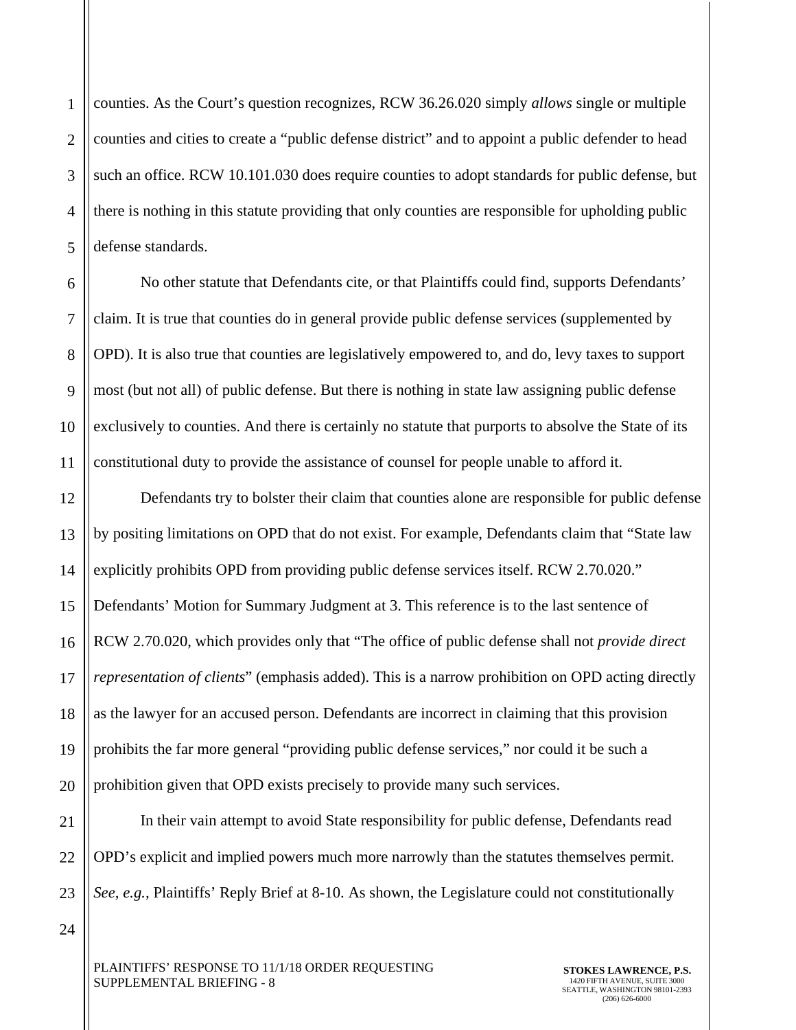counties. As the Court's question recognizes, RCW 36.26.020 simply *allows* single or multiple counties and cities to create a "public defense district" and to appoint a public defender to head such an office. RCW 10.101.030 does require counties to adopt standards for public defense, but there is nothing in this statute providing that only counties are responsible for upholding public defense standards.

No other statute that Defendants cite, or that Plaintiffs could find, supports Defendants' claim. It is true that counties do in general provide public defense services (supplemented by OPD). It is also true that counties are legislatively empowered to, and do, levy taxes to support most (but not all) of public defense. But there is nothing in state law assigning public defense exclusively to counties. And there is certainly no statute that purports to absolve the State of its constitutional duty to provide the assistance of counsel for people unable to afford it.

Defendants try to bolster their claim that counties alone are responsible for public defense by positing limitations on OPD that do not exist. For example, Defendants claim that "State law explicitly prohibits OPD from providing public defense services itself. RCW 2.70.020." Defendants' Motion for Summary Judgment at 3. This reference is to the last sentence of RCW 2.70.020, which provides only that "The office of public defense shall not *provide direct representation of clients*" (emphasis added). This is a narrow prohibition on OPD acting directly as the lawyer for an accused person. Defendants are incorrect in claiming that this provision prohibits the far more general "providing public defense services," nor could it be such a prohibition given that OPD exists precisely to provide many such services.

In their vain attempt to avoid State responsibility for public defense, Defendants read OPD's explicit and implied powers much more narrowly than the statutes themselves permit. *See, e.g.,* Plaintiffs' Reply Brief at 8-10. As shown, the Legislature could not constitutionally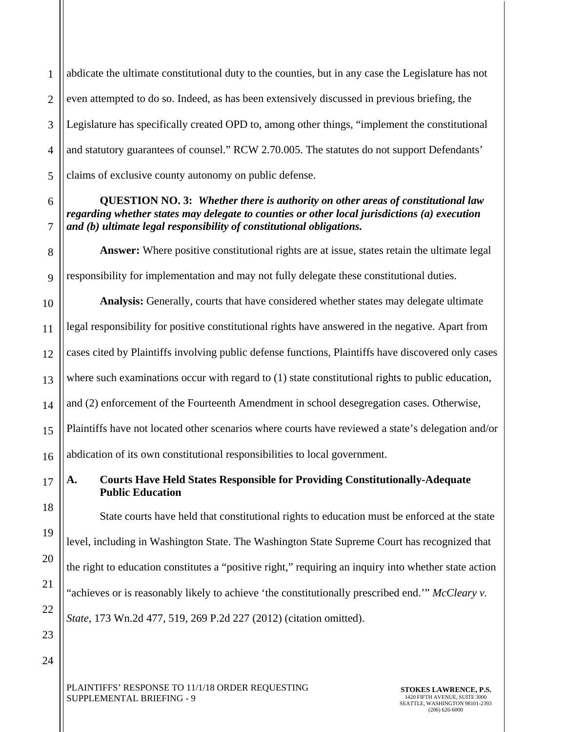abdicate the ultimate constitutional duty to the counties, but in any case the Legislature has not even attempted to do so. Indeed, as has been extensively discussed in previous briefing, the Legislature has specifically created OPD to, among other things, "implement the constitutional and statutory guarantees of counsel." RCW 2.70.005. The statutes do not support Defendants' claims of exclusive county autonomy on public defense.

**QUESTION NO. 3:** ***Whether there is authority on other areas of constitutional law regarding whether states may delegate to counties or other local jurisdictions (a) execution and (b) ultimate legal responsibility of constitutional obligations.***

**Answer:** Where positive constitutional rights are at issue, states retain the ultimate legal responsibility for implementation and may not fully delegate these constitutional duties.

**Analysis:** Generally, courts that have considered whether states may delegate ultimate legal responsibility for positive constitutional rights have answered in the negative. Apart from cases cited by Plaintiffs involving public defense functions, Plaintiffs have discovered only cases where such examinations occur with regard to (1) state constitutional rights to public education, and (2) enforcement of the Fourteenth Amendment in school desegregation cases. Otherwise, Plaintiffs have not located other scenarios where courts have reviewed a state's delegation and/or abdication of its own constitutional responsibilities to local government.

### A. Courts Have Held States Responsible for Providing Constitutionally-Adequate Public Education

State courts have held that constitutional rights to education must be enforced at the state level, including in Washington State. The Washington State Supreme Court has recognized that the right to education constitutes a "positive right," requiring an inquiry into whether state action "achieves or is reasonably likely to achieve 'the constitutionally prescribed end.'" *McCleary v. State*, 173 Wn.2d 477, 519, 269 P.2d 227 (2012) (citation omitted).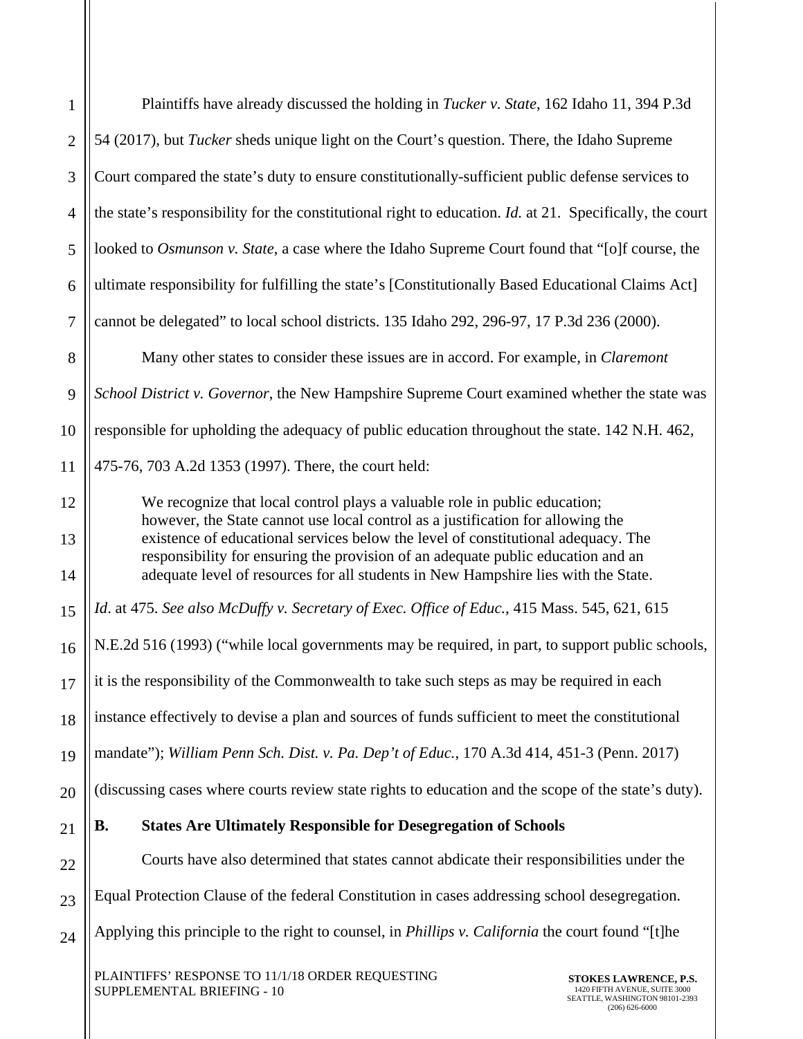Plaintiffs have already discussed the holding in *Tucker v. State*, 162 Idaho 11, 394 P.3d 54 (2017), but *Tucker* sheds unique light on the Court's question. There, the Idaho Supreme Court compared the state's duty to ensure constitutionally-sufficient public defense services to the state's responsibility for the constitutional right to education. *Id.* at 21. Specifically, the court looked to *Osmunson v. State*, a case where the Idaho Supreme Court found that "[o]f course, the ultimate responsibility for fulfilling the state's [Constitutionally Based Educational Claims Act] cannot be delegated" to local school districts. 135 Idaho 292, 296-97, 17 P.3d 236 (2000).

Many other states to consider these issues are in accord. For example, in *Claremont School District v. Governor*, the New Hampshire Supreme Court examined whether the state was responsible for upholding the adequacy of public education throughout the state. 142 N.H. 462, 475-76, 703 A.2d 1353 (1997). There, the court held:

> We recognize that local control plays a valuable role in public education; however, the State cannot use local control as a justification for allowing the existence of educational services below the level of constitutional adequacy. The responsibility for ensuring the provision of an adequate public education and an adequate level of resources for all students in New Hampshire lies with the State.

*Id*. at 475. *See also McDuffy v. Secretary of Exec. Office of Educ.*, 415 Mass. 545, 621, 615 N.E.2d 516 (1993) ("while local governments may be required, in part, to support public schools, it is the responsibility of the Commonwealth to take such steps as may be required in each instance effectively to devise a plan and sources of funds sufficient to meet the constitutional mandate"); *William Penn Sch. Dist. v. Pa. Dep't of Educ.*, 170 A.3d 414, 451-3 (Penn. 2017) (discussing cases where courts review state rights to education and the scope of the state's duty).

**B. States Are Ultimately Responsible for Desegregation of Schools**

Courts have also determined that states cannot abdicate their responsibilities under the Equal Protection Clause of the federal Constitution in cases addressing school desegregation. Applying this principle to the right to counsel, in *Phillips v. California* the court found "[t]he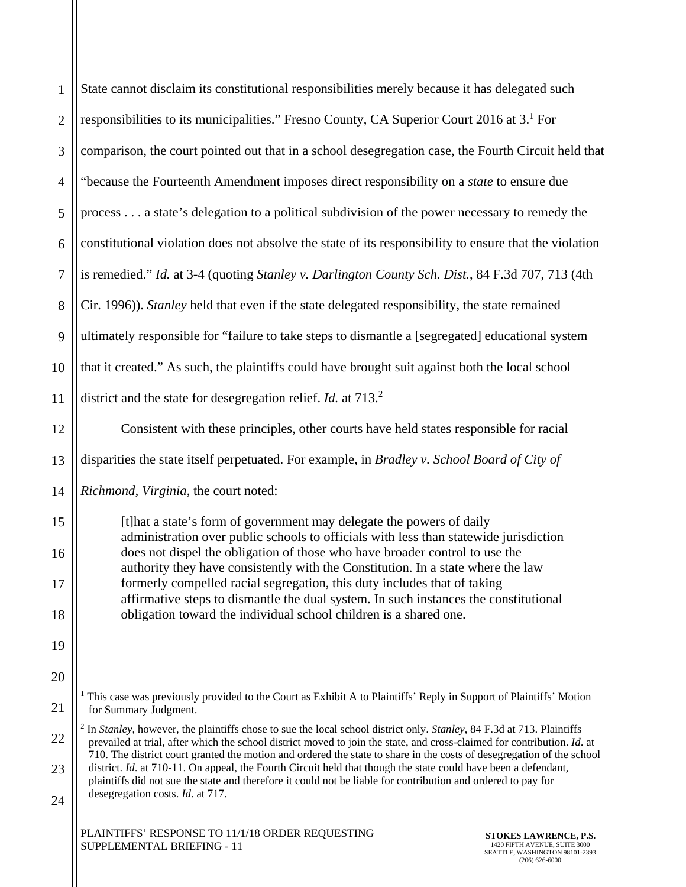State cannot disclaim its constitutional responsibilities merely because it has delegated such responsibilities to its municipalities." Fresno County, CA Superior Court 2016 at 3.[1] For comparison, the court pointed out that in a school desegregation case, the Fourth Circuit held that "because the Fourteenth Amendment imposes direct responsibility on a *state* to ensure due process . . . a state's delegation to a political subdivision of the power necessary to remedy the constitutional violation does not absolve the state of its responsibility to ensure that the violation is remedied." *Id.* at 3-4 (quoting *Stanley v. Darlington County Sch. Dist.*, 84 F.3d 707, 713 (4th Cir. 1996)). *Stanley* held that even if the state delegated responsibility, the state remained ultimately responsible for "failure to take steps to dismantle a [segregated] educational system that it created." As such, the plaintiffs could have brought suit against both the local school district and the state for desegregation relief. *Id.* at 713.[2]

Consistent with these principles, other courts have held states responsible for racial disparities the state itself perpetuated. For example, in *Bradley v. School Board of City of Richmond, Virginia*, the court noted:

> [t]hat a state's form of government may delegate the powers of daily administration over public schools to officials with less than statewide jurisdiction does not dispel the obligation of those who have broader control to use the authority they have consistently with the Constitution. In a state where the law formerly compelled racial segregation, this duty includes that of taking affirmative steps to dismantle the dual system. In such instances the constitutional obligation toward the individual school children is a shared one.

---

[1] This case was previously provided to the Court as Exhibit A to Plaintiffs' Reply in Support of Plaintiffs' Motion for Summary Judgment.

[2] In *Stanley*, however, the plaintiffs chose to sue the local school district only. *Stanley*, 84 F.3d at 713. Plaintiffs prevailed at trial, after which the school district moved to join the state, and cross-claimed for contribution. *Id*. at 710. The district court granted the motion and ordered the state to share in the costs of desegregation of the school district. *Id*. at 710-11. On appeal, the Fourth Circuit held that though the state could have been a defendant, plaintiffs did not sue the state and therefore it could not be liable for contribution and ordered to pay for desegregation costs. *Id*. at 717.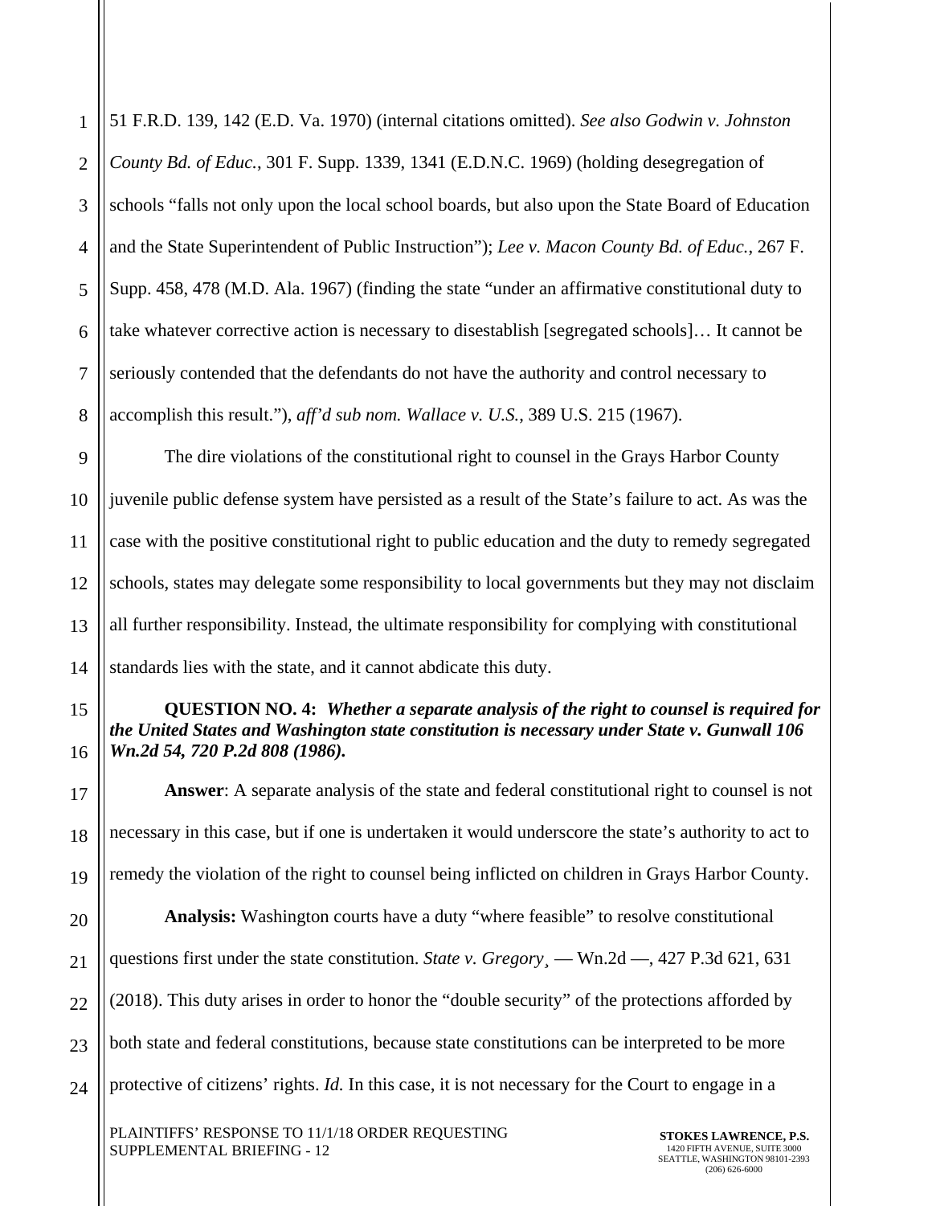51 F.R.D. 139, 142 (E.D. Va. 1970) (internal citations omitted). *See also Godwin v. Johnston County Bd. of Educ.*, 301 F. Supp. 1339, 1341 (E.D.N.C. 1969) (holding desegregation of schools "falls not only upon the local school boards, but also upon the State Board of Education and the State Superintendent of Public Instruction"); *Lee v. Macon County Bd. of Educ.*, 267 F. Supp. 458, 478 (M.D. Ala. 1967) (finding the state "under an affirmative constitutional duty to take whatever corrective action is necessary to disestablish [segregated schools]… It cannot be seriously contended that the defendants do not have the authority and control necessary to accomplish this result."), *aff'd sub nom. Wallace v. U.S.*, 389 U.S. 215 (1967).

The dire violations of the constitutional right to counsel in the Grays Harbor County juvenile public defense system have persisted as a result of the State's failure to act. As was the case with the positive constitutional right to public education and the duty to remedy segregated schools, states may delegate some responsibility to local governments but they may not disclaim all further responsibility. Instead, the ultimate responsibility for complying with constitutional standards lies with the state, and it cannot abdicate this duty.

**QUESTION NO. 4:** ***Whether a separate analysis of the right to counsel is required for the United States and Washington state constitution is necessary under State v. Gunwall 106 Wn.2d 54, 720 P.2d 808 (1986).***

**Answer**: A separate analysis of the state and federal constitutional right to counsel is not necessary in this case, but if one is undertaken it would underscore the state's authority to act to remedy the violation of the right to counsel being inflicted on children in Grays Harbor County.

**Analysis:** Washington courts have a duty "where feasible" to resolve constitutional questions first under the state constitution. *State v. Gregory*¸ — Wn.2d —, 427 P.3d 621, 631 (2018). This duty arises in order to honor the "double security" of the protections afforded by both state and federal constitutions, because state constitutions can be interpreted to be more protective of citizens' rights. *Id.* In this case, it is not necessary for the Court to engage in a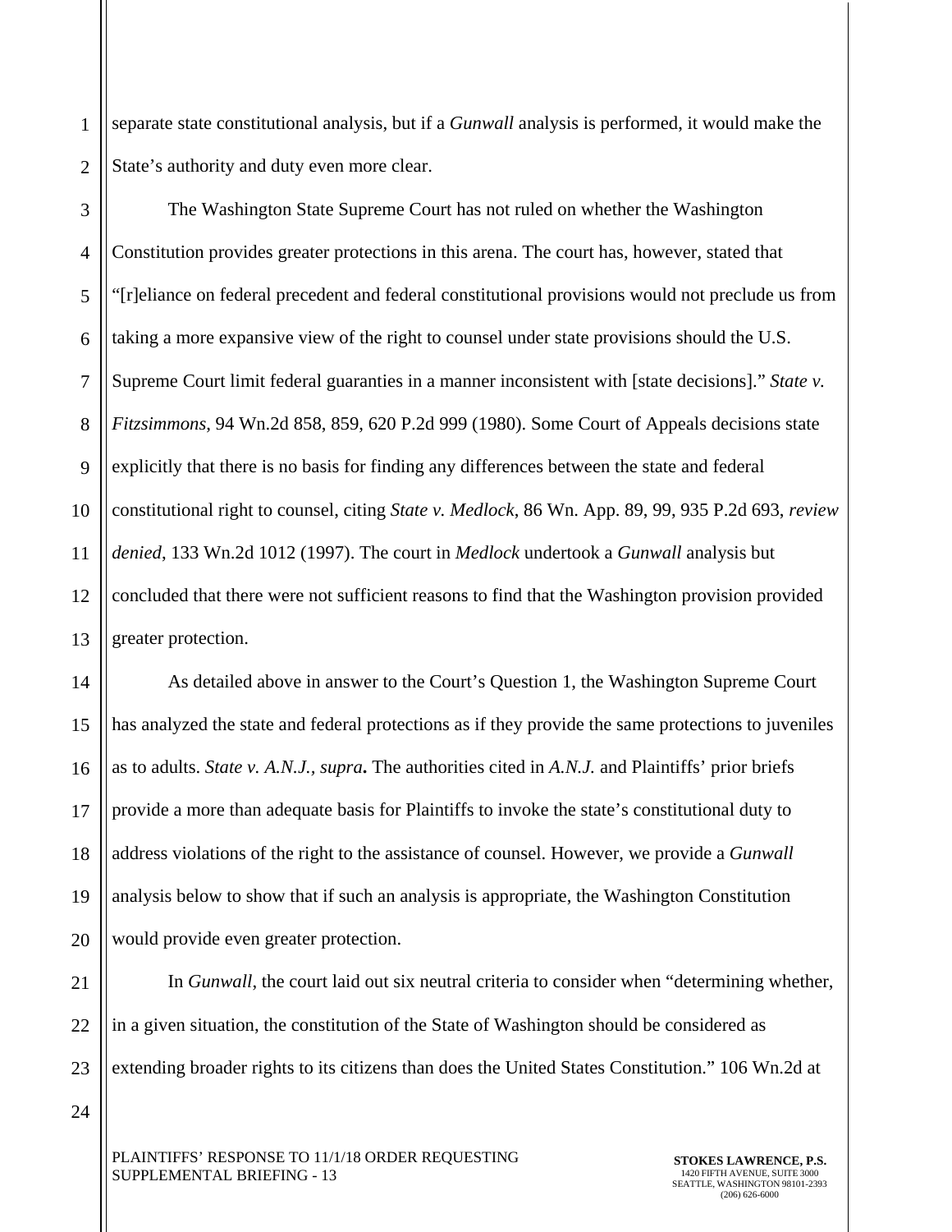separate state constitutional analysis, but if a *Gunwall* analysis is performed, it would make the State's authority and duty even more clear.

The Washington State Supreme Court has not ruled on whether the Washington Constitution provides greater protections in this arena. The court has, however, stated that "[r]eliance on federal precedent and federal constitutional provisions would not preclude us from taking a more expansive view of the right to counsel under state provisions should the U.S. Supreme Court limit federal guaranties in a manner inconsistent with [state decisions]." *State v. Fitzsimmons*, 94 Wn.2d 858, 859, 620 P.2d 999 (1980). Some Court of Appeals decisions state explicitly that there is no basis for finding any differences between the state and federal constitutional right to counsel, citing *State v. Medlock*, 86 Wn. App. 89, 99, 935 P.2d 693, *review denied*, 133 Wn.2d 1012 (1997). The court in *Medlock* undertook a *Gunwall* analysis but concluded that there were not sufficient reasons to find that the Washington provision provided greater protection.

As detailed above in answer to the Court's Question 1, the Washington Supreme Court has analyzed the state and federal protections as if they provide the same protections to juveniles as to adults. *State v. A.N.J., supra***.** The authorities cited in *A.N.J.* and Plaintiffs' prior briefs provide a more than adequate basis for Plaintiffs to invoke the state's constitutional duty to address violations of the right to the assistance of counsel. However, we provide a *Gunwall* analysis below to show that if such an analysis is appropriate, the Washington Constitution would provide even greater protection.

In *Gunwall*, the court laid out six neutral criteria to consider when "determining whether, in a given situation, the constitution of the State of Washington should be considered as extending broader rights to its citizens than does the United States Constitution." 106 Wn.2d at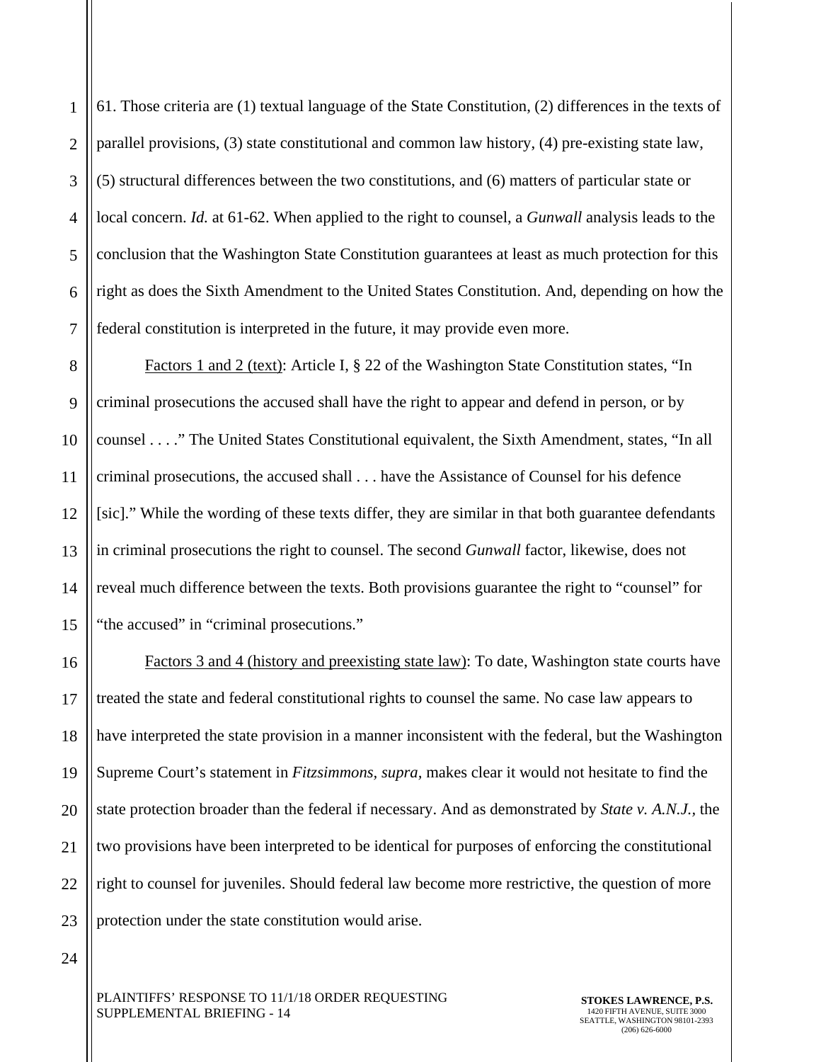61. Those criteria are (1) textual language of the State Constitution, (2) differences in the texts of parallel provisions, (3) state constitutional and common law history, (4) pre-existing state law, (5) structural differences between the two constitutions, and (6) matters of particular state or local concern. *Id.* at 61-62. When applied to the right to counsel, a *Gunwall* analysis leads to the conclusion that the Washington State Constitution guarantees at least as much protection for this right as does the Sixth Amendment to the United States Constitution. And, depending on how the federal constitution is interpreted in the future, it may provide even more.

<u>Factors 1 and 2 (text)</u>: Article I, § 22 of the Washington State Constitution states, "In criminal prosecutions the accused shall have the right to appear and defend in person, or by counsel . . . ." The United States Constitutional equivalent, the Sixth Amendment, states, "In all criminal prosecutions, the accused shall . . . have the Assistance of Counsel for his defence [sic]." While the wording of these texts differ, they are similar in that both guarantee defendants in criminal prosecutions the right to counsel. The second *Gunwall* factor, likewise, does not reveal much difference between the texts. Both provisions guarantee the right to "counsel" for "the accused" in "criminal prosecutions."

<u>Factors 3 and 4 (history and preexisting state law)</u>: To date, Washington state courts have treated the state and federal constitutional rights to counsel the same. No case law appears to have interpreted the state provision in a manner inconsistent with the federal, but the Washington Supreme Court's statement in *Fitzsimmons, supra,* makes clear it would not hesitate to find the state protection broader than the federal if necessary. And as demonstrated by *State v. A.N.J.*, the two provisions have been interpreted to be identical for purposes of enforcing the constitutional right to counsel for juveniles. Should federal law become more restrictive, the question of more protection under the state constitution would arise.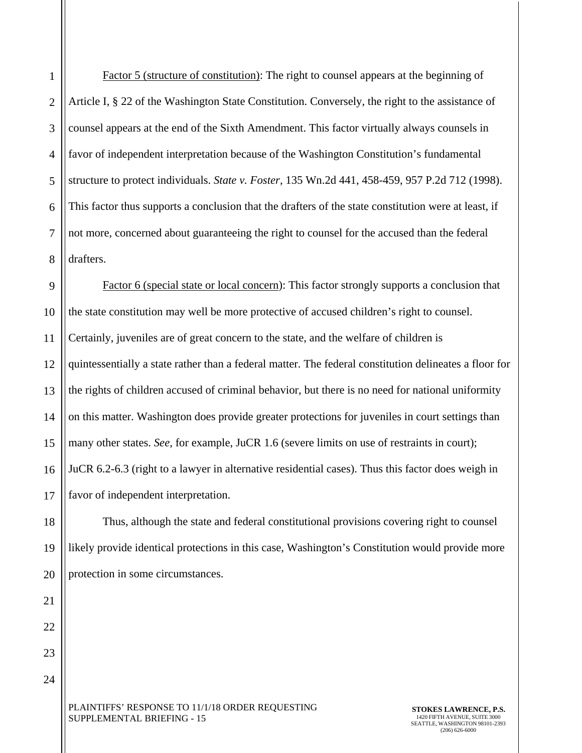<u>Factor 5 (structure of constitution)</u>: The right to counsel appears at the beginning of Article I, § 22 of the Washington State Constitution. Conversely, the right to the assistance of counsel appears at the end of the Sixth Amendment. This factor virtually always counsels in favor of independent interpretation because of the Washington Constitution's fundamental structure to protect individuals. *State v. Foster*, 135 Wn.2d 441, 458-459, 957 P.2d 712 (1998). This factor thus supports a conclusion that the drafters of the state constitution were at least, if not more, concerned about guaranteeing the right to counsel for the accused than the federal drafters.

<u>Factor 6 (special state or local concern)</u>: This factor strongly supports a conclusion that the state constitution may well be more protective of accused children's right to counsel. Certainly, juveniles are of great concern to the state, and the welfare of children is quintessentially a state rather than a federal matter. The federal constitution delineates a floor for the rights of children accused of criminal behavior, but there is no need for national uniformity on this matter. Washington does provide greater protections for juveniles in court settings than many other states. *See*, for example, JuCR 1.6 (severe limits on use of restraints in court); JuCR 6.2-6.3 (right to a lawyer in alternative residential cases). Thus this factor does weigh in favor of independent interpretation.

Thus, although the state and federal constitutional provisions covering right to counsel likely provide identical protections in this case, Washington's Constitution would provide more protection in some circumstances.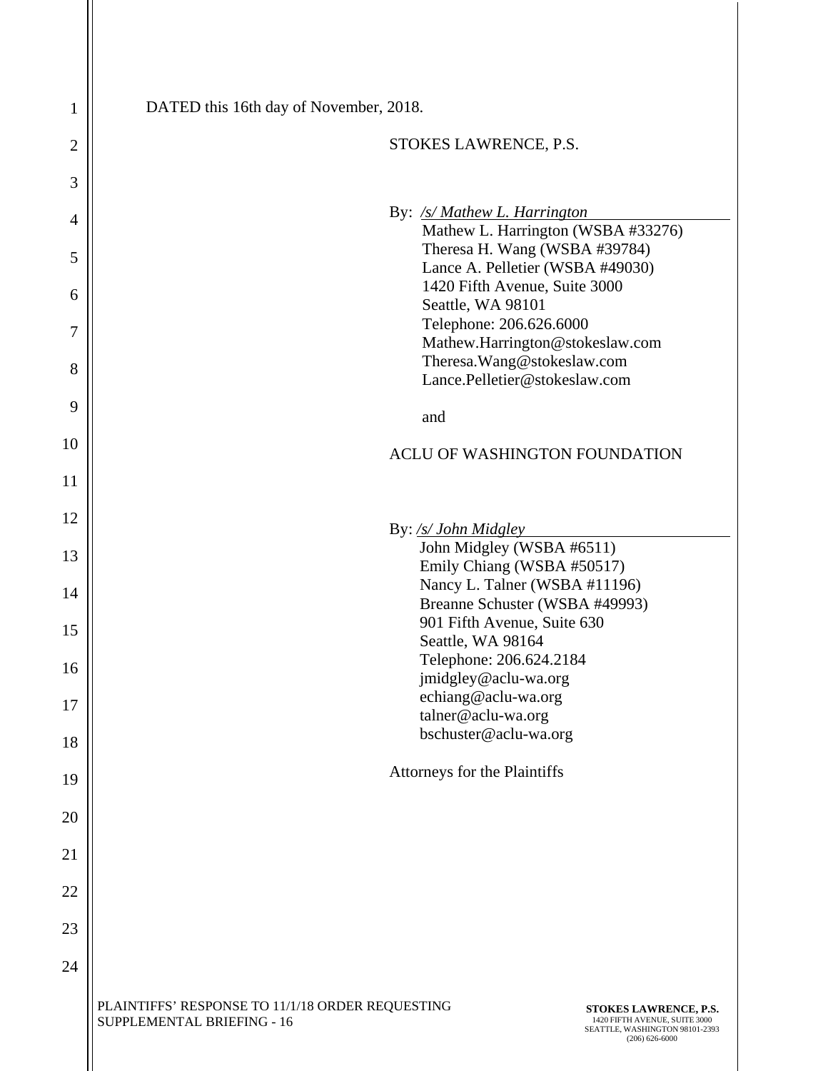DATED this 16th day of November, 2018.

STOKES LAWRENCE, P.S.

By: */s/ Mathew L. Harrington*
Mathew L. Harrington (WSBA #33276)
Theresa H. Wang (WSBA #39784)
Lance A. Pelletier (WSBA #49030)
1420 Fifth Avenue, Suite 3000
Seattle, WA 98101
Telephone: 206.626.6000
Mathew.Harrington@stokeslaw.com
Theresa.Wang@stokeslaw.com
Lance.Pelletier@stokeslaw.com

and

ACLU OF WASHINGTON FOUNDATION

By: */s/ John Midgley*
John Midgley (WSBA #6511)
Emily Chiang (WSBA #50517)
Nancy L. Talner (WSBA #11196)
Breanne Schuster (WSBA #49993)
901 Fifth Avenue, Suite 630
Seattle, WA 98164
Telephone: 206.624.2184
jmidgley@aclu-wa.org
echiang@aclu-wa.org
talner@aclu-wa.org
bschuster@aclu-wa.org

Attorneys for the Plaintiffs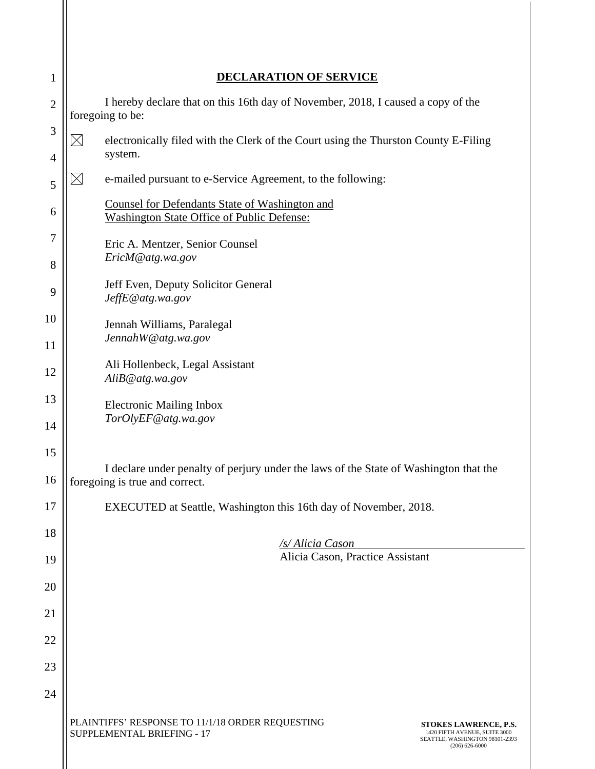**DECLARATION OF SERVICE**

I hereby declare that on this 16th day of November, 2018, I caused a copy of the foregoing to be:

☒ electronically filed with the Clerk of the Court using the Thurston County E-Filing system.

☒ e-mailed pursuant to e-Service Agreement, to the following:

Counsel for Defendants State of Washington and Washington State Office of Public Defense:

Eric A. Mentzer, Senior Counsel
*EricM@atg.wa.gov*

Jeff Even, Deputy Solicitor General
*JeffE@atg.wa.gov*

Jennah Williams, Paralegal
*JennahW@atg.wa.gov*

Ali Hollenbeck, Legal Assistant
*AliB@atg.wa.gov*

Electronic Mailing Inbox
*TorOlyEF@atg.wa.gov*

I declare under penalty of perjury under the laws of the State of Washington that the foregoing is true and correct.

EXECUTED at Seattle, Washington this 16th day of November, 2018.

*/s/ Alicia Cason*
Alicia Cason, Practice Assistant